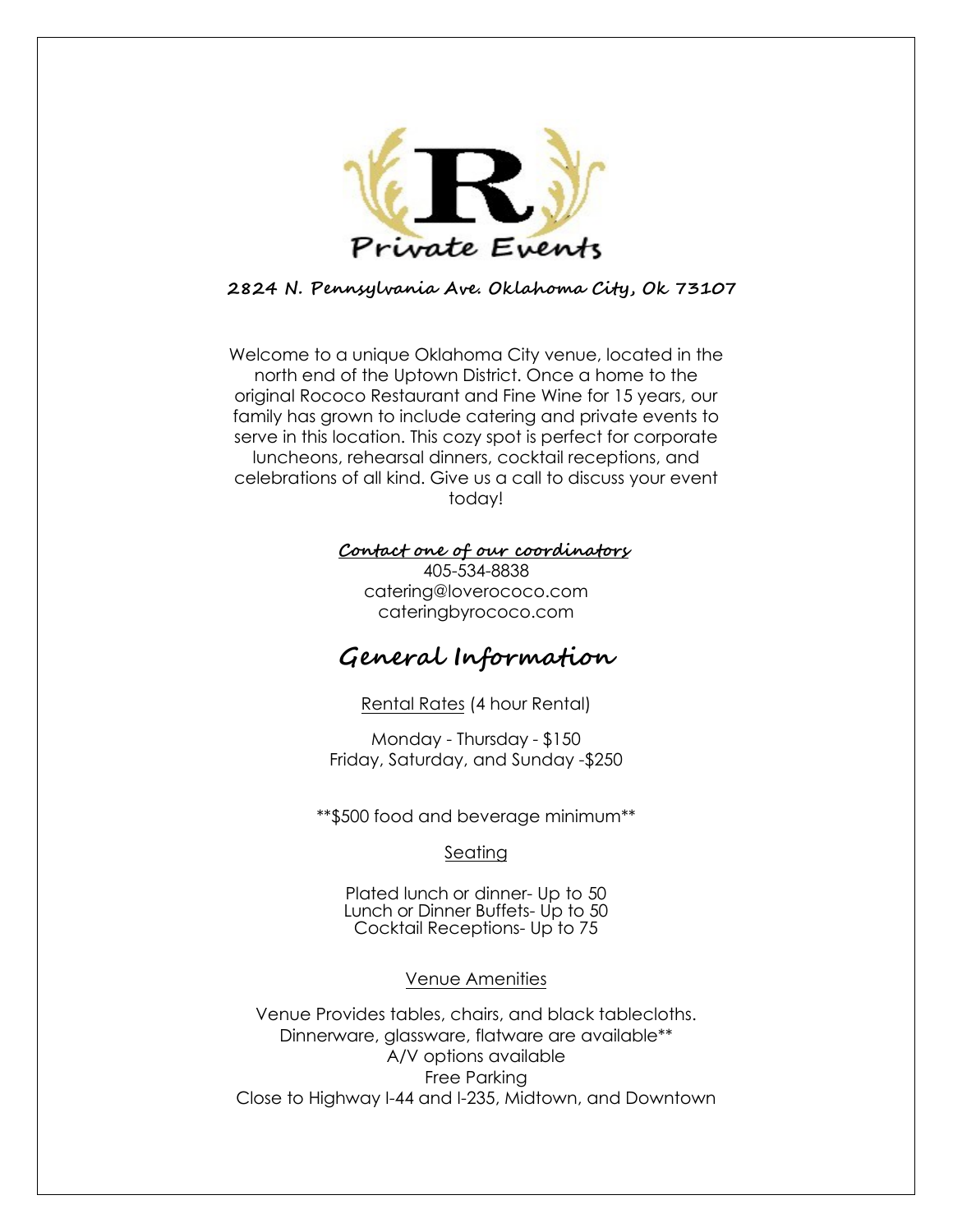Private Events

**2824 N. Pennsylvania Ave. Oklahoma City, Ok 73107**

Welcome to a unique Oklahoma City venue, located in the north end of the Uptown District. Once a home to the original Rococo Restaurant and Fine Wine for 15 years, our family has grown to include catering and private events to serve in this location. This cozy spot is perfect for corporate luncheons, rehearsal dinners, cocktail receptions, and celebrations of all kind. Give us a call to discuss your event today!

**Contact one of our coordinators**

405-534-8838
catering@loverococo.com
cateringbyrococo.com

## General Information

Rental Rates (4 hour Rental)

Monday - Thursday - $150
Friday, Saturday, and Sunday -$250

**$500 food and beverage minimum**

Seating

Plated lunch or dinner- Up to 50
Lunch or Dinner Buffets- Up to 50
Cocktail Receptions- Up to 75

Venue Amenities

Venue Provides tables, chairs, and black tablecloths.
Dinnerware, glassware, flatware are available**
A/V options available
Free Parking
Close to Highway I-44 and I-235, Midtown, and Downtown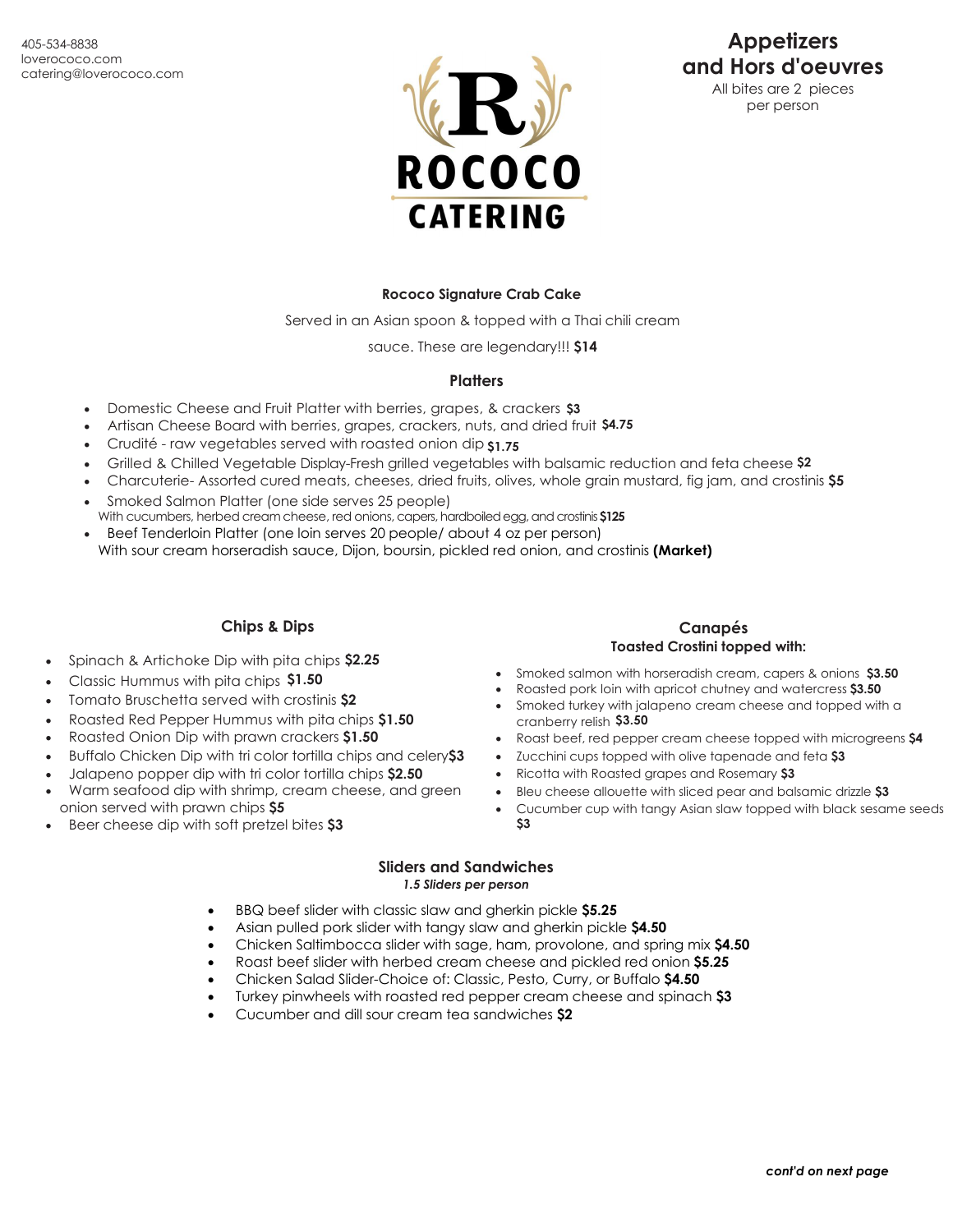405-534-8838
loverococo.com
catering@loverococo.com

ROCOCO CATERING

# Appetizers and Hors d'oeuvres

All bites are 2 pieces per person

### Rococo Signature Crab Cake

Served in an Asian spoon & topped with a Thai chili cream sauce. These are legendary!!! **$14**

### Platters

- Domestic Cheese and Fruit Platter with berries, grapes, & crackers **$3**
- Artisan Cheese Board with berries, grapes, crackers, nuts, and dried fruit **$4.75**
- Crudité - raw vegetables served with roasted onion dip **$1.75**
- Grilled & Chilled Vegetable Display-Fresh grilled vegetables with balsamic reduction and feta cheese **$2**
- Charcuterie- Assorted cured meats, cheeses, dried fruits, olives, whole grain mustard, fig jam, and crostinis **$5**
- Smoked Salmon Platter (one side serves 25 people)
  With cucumbers, herbed cream cheese, red onions, capers, hardboiled egg, and crostinis **$125**
- Beef Tenderloin Platter (one loin serves 20 people/ about 4 oz per person)
  With sour cream horseradish sauce, Dijon, boursin, pickled red onion, and crostinis **(Market)**

### Chips & Dips

- Spinach & Artichoke Dip with pita chips **$2.25**
- Classic Hummus with pita chips **$1.50**
- Tomato Bruschetta served with crostinis **$2**
- Roasted Red Pepper Hummus with pita chips **$1.50**
- Roasted Onion Dip with prawn crackers **$1.50**
- Buffalo Chicken Dip with tri color tortilla chips and celery **$3**
- Jalapeno popper dip with tri color tortilla chips **$2.50**
- Warm seafood dip with shrimp, cream cheese, and green onion served with prawn chips **$5**
- Beer cheese dip with soft pretzel bites **$3**

### Canapés

**Toasted Crostini topped with:**

- Smoked salmon with horseradish cream, capers & onions **$3.50**
- Roasted pork loin with apricot chutney and watercress **$3.50**
- Smoked turkey with jalapeno cream cheese and topped with a cranberry relish **$3.50**
- Roast beef, red pepper cream cheese topped with microgreens **$4**
- Zucchini cups topped with olive tapenade and feta **$3**
- Ricotta with Roasted grapes and Rosemary **$3**
- Bleu cheese allouette with sliced pear and balsamic drizzle **$3**
- Cucumber cup with tangy Asian slaw topped with black sesame seeds **$3**

### Sliders and Sandwiches

***1.5 Sliders per person***

- BBQ beef slider with classic slaw and gherkin pickle **$5.25**
- Asian pulled pork slider with tangy slaw and gherkin pickle **$4.50**
- Chicken Saltimbocca slider with sage, ham, provolone, and spring mix **$4.50**
- Roast beef slider with herbed cream cheese and pickled red onion **$5.25**
- Chicken Salad Slider-Choice of: Classic, Pesto, Curry, or Buffalo **$4.50**
- Turkey pinwheels with roasted red pepper cream cheese and spinach **$3**
- Cucumber and dill sour cream tea sandwiches **$2**

***cont'd on next page***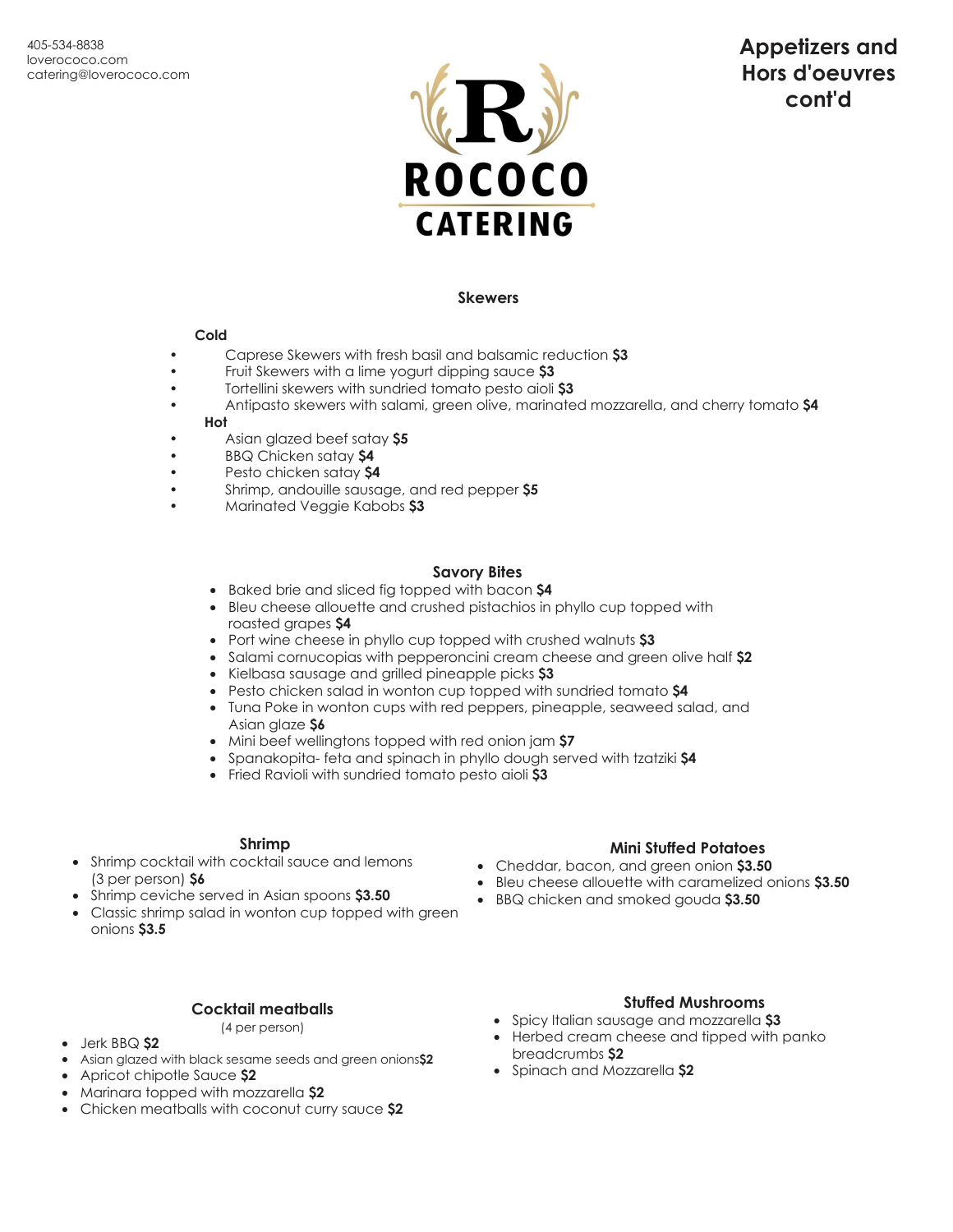405-534-8838
loverococo.com
catering@loverococo.com

ROCOCO CATERING

# Appetizers and Hors d'oeuvres cont'd

## Skewers

**Cold**

- Caprese Skewers with fresh basil and balsamic reduction **$3**
- Fruit Skewers with a lime yogurt dipping sauce **$3**
- Tortellini skewers with sundried tomato pesto aioli **$3**
- Antipasto skewers with salami, green olive, marinated mozzarella, and cherry tomato **$4**

**Hot**

- Asian glazed beef satay **$5**
- BBQ Chicken satay **$4**
- Pesto chicken satay **$4**
- Shrimp, andouille sausage, and red pepper **$5**
- Marinated Veggie Kabobs **$3**

## Savory Bites

- Baked brie and sliced fig topped with bacon **$4**
- Bleu cheese allouette and crushed pistachios in phyllo cup topped with roasted grapes **$4**
- Port wine cheese in phyllo cup topped with crushed walnuts **$3**
- Salami cornucopias with pepperoncini cream cheese and green olive half **$2**
- Kielbasa sausage and grilled pineapple picks **$3**
- Pesto chicken salad in wonton cup topped with sundried tomato **$4**
- Tuna Poke in wonton cups with red peppers, pineapple, seaweed salad, and Asian glaze **$6**
- Mini beef wellingtons topped with red onion jam **$7**
- Spanakopita- feta and spinach in phyllo dough served with tzatziki **$4**
- Fried Ravioli with sundried tomato pesto aioli **$3**

## Shrimp

- Shrimp cocktail with cocktail sauce and lemons (3 per person) **$6**
- Shrimp ceviche served in Asian spoons **$3.50**
- Classic shrimp salad in wonton cup topped with green onions **$3.5**

## Mini Stuffed Potatoes

- Cheddar, bacon, and green onion **$3.50**
- Bleu cheese allouette with caramelized onions **$3.50**
- BBQ chicken and smoked gouda **$3.50**

## Cocktail meatballs

(4 per person)

- Jerk BBQ **$2**
- Asian glazed with black sesame seeds and green onions**$2**
- Apricot chipotle Sauce **$2**
- Marinara topped with mozzarella **$2**
- Chicken meatballs with coconut curry sauce **$2**

## Stuffed Mushrooms

- Spicy Italian sausage and mozzarella **$3**
- Herbed cream cheese and tipped with panko breadcrumbs **$2**
- Spinach and Mozzarella **$2**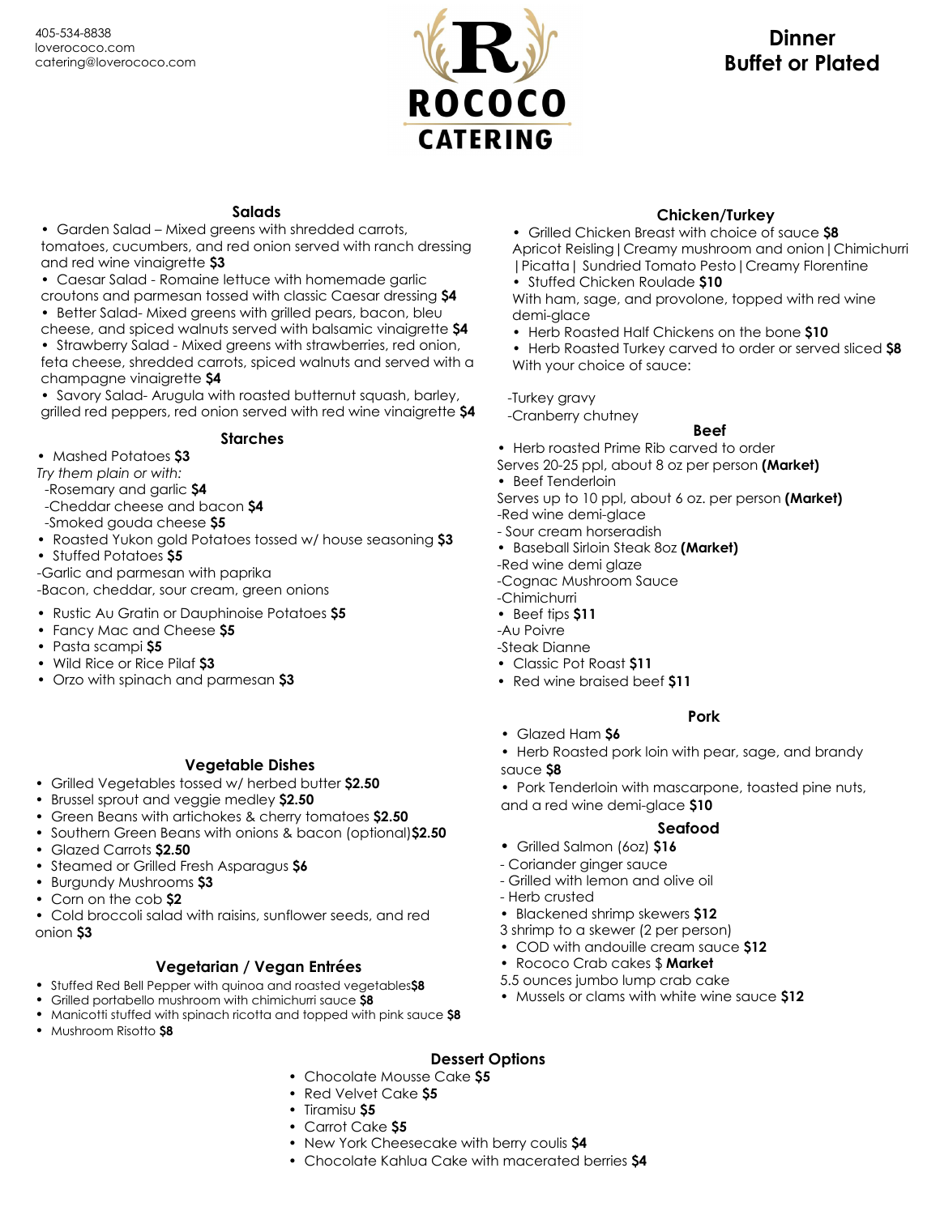405-534-8838
loverococo.com
catering@loverococo.com

# ROCOCO CATERING

## Dinner
## Buffet or Plated

### Salads

- Garden Salad – Mixed greens with shredded carrots, tomatoes, cucumbers, and red onion served with ranch dressing and red wine vinaigrette **$3**
- Caesar Salad - Romaine lettuce with homemade garlic croutons and parmesan tossed with classic Caesar dressing **$4**
- Better Salad- Mixed greens with grilled pears, bacon, bleu cheese, and spiced walnuts served with balsamic vinaigrette **$4**
- Strawberry Salad - Mixed greens with strawberries, red onion, feta cheese, shredded carrots, spiced walnuts and served with a champagne vinaigrette **$4**
- Savory Salad- Arugula with roasted butternut squash, barley, grilled red peppers, red onion served with red wine vinaigrette **$4**

### Starches

- Mashed Potatoes **$3**

*Try them plain or with:*
-Rosemary and garlic **$4**
-Cheddar cheese and bacon **$4**
-Smoked gouda cheese **$5**

- Roasted Yukon gold Potatoes tossed w/ house seasoning **$3**
- Stuffed Potatoes **$5**

-Garlic and parmesan with paprika
-Bacon, cheddar, sour cream, green onions

- Rustic Au Gratin or Dauphinoise Potatoes **$5**
- Fancy Mac and Cheese **$5**
- Pasta scampi **$5**
- Wild Rice or Rice Pilaf **$3**
- Orzo with spinach and parmesan **$3**

### Vegetable Dishes

- Grilled Vegetables tossed w/ herbed butter **$2.50**
- Brussel sprout and veggie medley **$2.50**
- Green Beans with artichokes & cherry tomatoes **$2.50**
- Southern Green Beans with onions & bacon (optional)**$2.50**
- Glazed Carrots **$2.50**
- Steamed or Grilled Fresh Asparagus **$6**
- Burgundy Mushrooms **$3**
- Corn on the cob **$2**
- Cold broccoli salad with raisins, sunflower seeds, and red onion **$3**

### Vegetarian / Vegan Entrées

- Stuffed Red Bell Pepper with quinoa and roasted vegetables**$8**
- Grilled portabello mushroom with chimichurri sauce **$8**
- Manicotti stuffed with spinach ricotta and topped with pink sauce **$8**
- Mushroom Risotto **$8**

### Chicken/Turkey

- Grilled Chicken Breast with choice of sauce **$8**

Apricot Reisling | Creamy mushroom and onion | Chimichurri | Picatta | Sundried Tomato Pesto | Creamy Florentine

- Stuffed Chicken Roulade **$10**

With ham, sage, and provolone, topped with red wine demi-glace

- Herb Roasted Half Chickens on the bone **$10**
- Herb Roasted Turkey carved to order or served sliced **$8**

With your choice of sauce:

-Turkey gravy
-Cranberry chutney

### Beef

- Herb roasted Prime Rib carved to order

Serves 20-25 ppl, about 8 oz per person **(Market)**

- Beef Tenderloin

Serves up to 10 ppl, about 6 oz. per person **(Market)**
-Red wine demi-glace
- Sour cream horseradish

- Baseball Sirloin Steak 8oz **(Market)**

-Red wine demi glaze
-Cognac Mushroom Sauce
-Chimichurri

- Beef tips **$11**

-Au Poivre
-Steak Dianne

- Classic Pot Roast **$11**
- Red wine braised beef **$11**

### Pork

- Glazed Ham **$6**
- Herb Roasted pork loin with pear, sage, and brandy sauce **$8**
- Pork Tenderloin with mascarpone, toasted pine nuts, and a red wine demi-glace **$10**

### Seafood

- Grilled Salmon (6oz) **$16**

- Coriander ginger sauce
- Grilled with lemon and olive oil
- Herb crusted

- Blackened shrimp skewers **$12**

3 shrimp to a skewer (2 per person)

- COD with andouille cream sauce **$12**
- Rococo Crab cakes $ **Market**

5.5 ounces jumbo lump crab cake

- Mussels or clams with white wine sauce **$12**

### Dessert Options

- Chocolate Mousse Cake **$5**
- Red Velvet Cake **$5**
- Tiramisu **$5**
- Carrot Cake **$5**
- New York Cheesecake with berry coulis **$4**
- Chocolate Kahlua Cake with macerated berries **$4**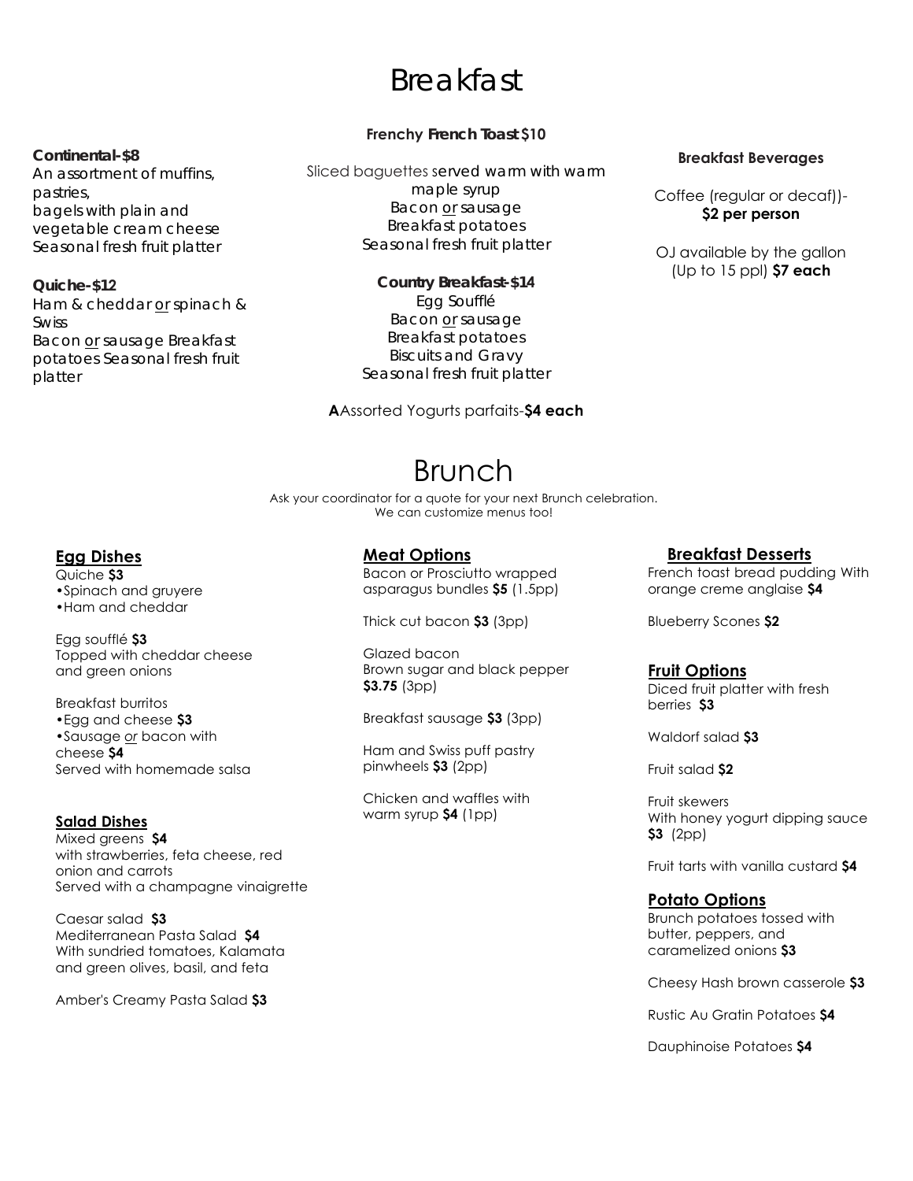# Breakfast

**Continental-$8**
An assortment of muffins, pastries,
bagels with plain and vegetable cream cheese
Seasonal fresh fruit platter

**Quiche-$12**
Ham & cheddar or spinach & Swiss
Bacon or sausage Breakfast potatoes Seasonal fresh fruit platter

**Frenchy French Toast $10**

Sliced baguettes served warm with warm maple syrup
Bacon or sausage
Breakfast potatoes
Seasonal fresh fruit platter

**Country Breakfast-$14**
Egg Soufflé
Bacon or sausage
Breakfast potatoes
Biscuits and Gravy
Seasonal fresh fruit platter

**A**Assorted Yogurts parfaits-**$4 each**

**Breakfast Beverages**

Coffee (regular or decaf))- **$2 per person**

OJ available by the gallon (Up to 15 ppl) **$7 each**

# Brunch

Ask your coordinator for a quote for your next Brunch celebration.
We can customize menus too!

## Egg Dishes

Quiche **$3**
- Spinach and gruyere
- Ham and cheddar

Egg soufflé **$3**
Topped with cheddar cheese and green onions

Breakfast burritos
- Egg and cheese **$3**
- Sausage or bacon with cheese **$4**

Served with homemade salsa

## Salad Dishes

Mixed greens **$4**
with strawberries, feta cheese, red onion and carrots
Served with a champagne vinaigrette

Caesar salad **$3**

Mediterranean Pasta Salad **$4**
With sundried tomatoes, Kalamata and green olives, basil, and feta

Amber's Creamy Pasta Salad **$3**

## Meat Options

Bacon or Prosciutto wrapped asparagus bundles **$5** (1.5pp)

Thick cut bacon **$3** (3pp)

Glazed bacon
Brown sugar and black pepper **$3.75** (3pp)

Breakfast sausage **$3** (3pp)

Ham and Swiss puff pastry pinwheels **$3** (2pp)

Chicken and waffles with warm syrup **$4** (1pp)

## Breakfast Desserts

French toast bread pudding With orange creme anglaise **$4**

Blueberry Scones **$2**

## Fruit Options

Diced fruit platter with fresh berries **$3**

Waldorf salad **$3**

Fruit salad **$2**

Fruit skewers
With honey yogurt dipping sauce **$3** (2pp)

Fruit tarts with vanilla custard **$4**

## Potato Options

Brunch potatoes tossed with butter, peppers, and caramelized onions **$3**

Cheesy Hash brown casserole **$3**

Rustic Au Gratin Potatoes **$4**

Dauphinoise Potatoes **$4**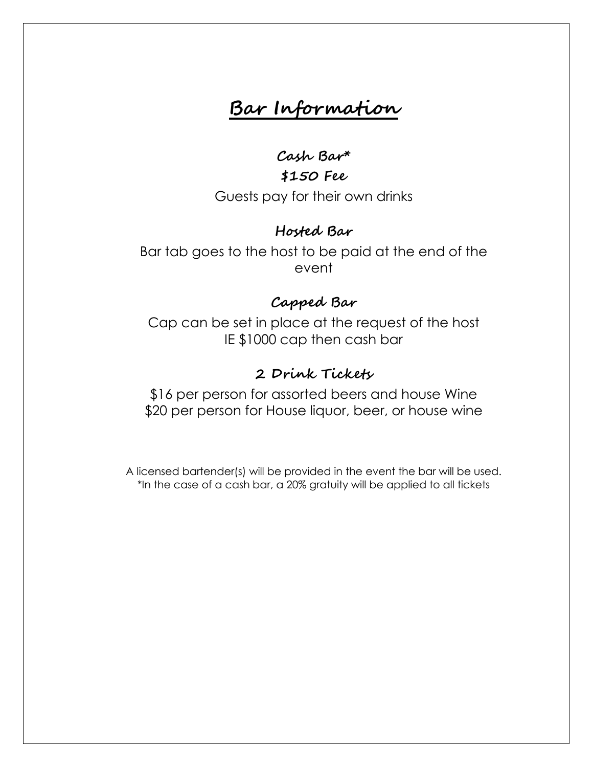# Bar Information

### Cash Bar*

### $150 Fee

Guests pay for their own drinks

### Hosted Bar

Bar tab goes to the host to be paid at the end of the event

### Capped Bar

Cap can be set in place at the request of the host
IE $1000 cap then cash bar

### 2 Drink Tickets

$16 per person for assorted beers and house Wine
$20 per person for House liquor, beer, or house wine

A licensed bartender(s) will be provided in the event the bar will be used.
*In the case of a cash bar, a 20% gratuity will be applied to all tickets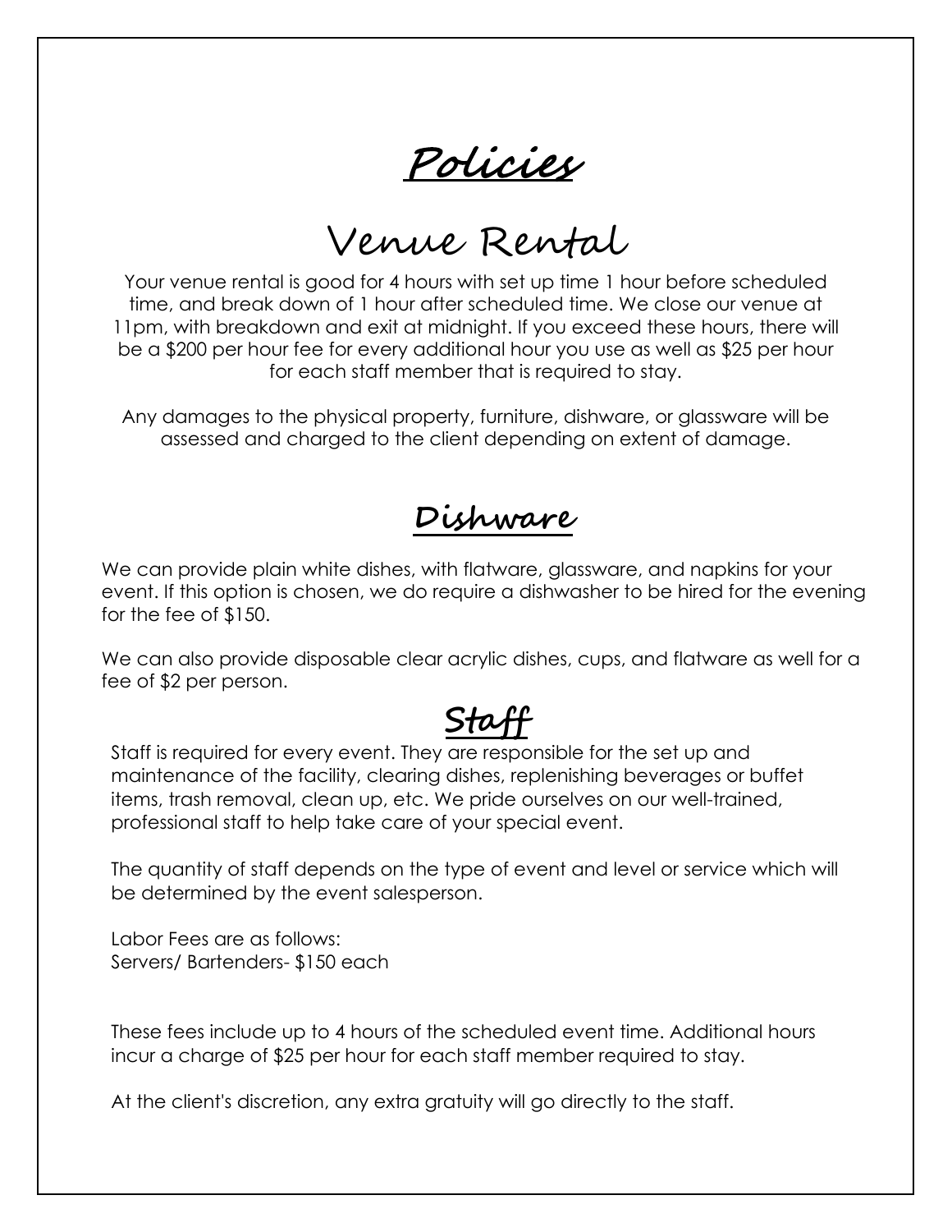# Policies

## Venue Rental

Your venue rental is good for 4 hours with set up time 1 hour before scheduled time, and break down of 1 hour after scheduled time. We close our venue at 11pm, with breakdown and exit at midnight. If you exceed these hours, there will be a $200 per hour fee for every additional hour you use as well as $25 per hour for each staff member that is required to stay.

Any damages to the physical property, furniture, dishware, or glassware will be assessed and charged to the client depending on extent of damage.

## Dishware

We can provide plain white dishes, with flatware, glassware, and napkins for your event. If this option is chosen, we do require a dishwasher to be hired for the evening for the fee of $150.

We can also provide disposable clear acrylic dishes, cups, and flatware as well for a fee of $2 per person.

## Staff

Staff is required for every event. They are responsible for the set up and maintenance of the facility, clearing dishes, replenishing beverages or buffet items, trash removal, clean up, etc. We pride ourselves on our well-trained, professional staff to help take care of your special event.

The quantity of staff depends on the type of event and level or service which will be determined by the event salesperson.

Labor Fees are as follows:
Servers/ Bartenders- $150 each

These fees include up to 4 hours of the scheduled event time. Additional hours incur a charge of $25 per hour for each staff member required to stay.

At the client's discretion, any extra gratuity will go directly to the staff.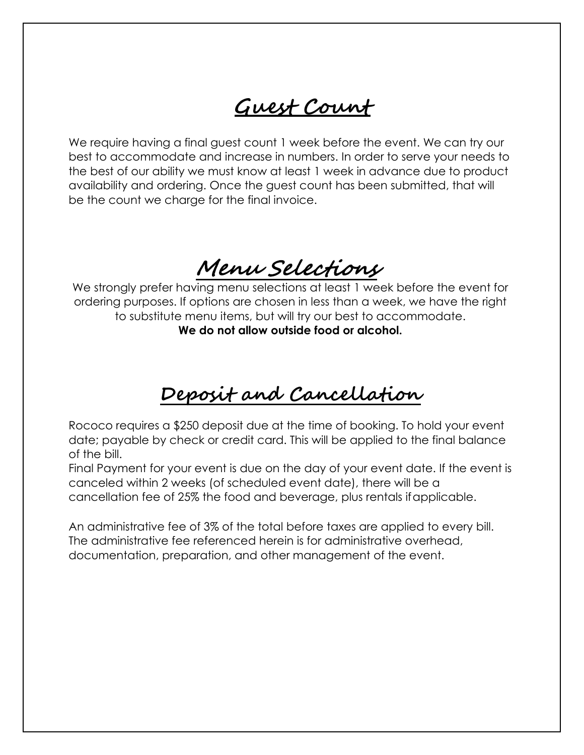# Guest Count

We require having a final guest count 1 week before the event. We can try our best to accommodate and increase in numbers. In order to serve your needs to the best of our ability we must know at least 1 week in advance due to product availability and ordering. Once the guest count has been submitted, that will be the count we charge for the final invoice.

# Menu Selections

We strongly prefer having menu selections at least 1 week before the event for ordering purposes. If options are chosen in less than a week, we have the right to substitute menu items, but will try our best to accommodate.

**We do not allow outside food or alcohol.**

# Deposit and Cancellation

Rococo requires a $250 deposit due at the time of booking. To hold your event date; payable by check or credit card. This will be applied to the final balance of the bill.

Final Payment for your event is due on the day of your event date. If the event is canceled within 2 weeks (of scheduled event date), there will be a cancellation fee of 25% the food and beverage, plus rentals ifapplicable.

An administrative fee of 3% of the total before taxes are applied to every bill. The administrative fee referenced herein is for administrative overhead, documentation, preparation, and other management of the event.